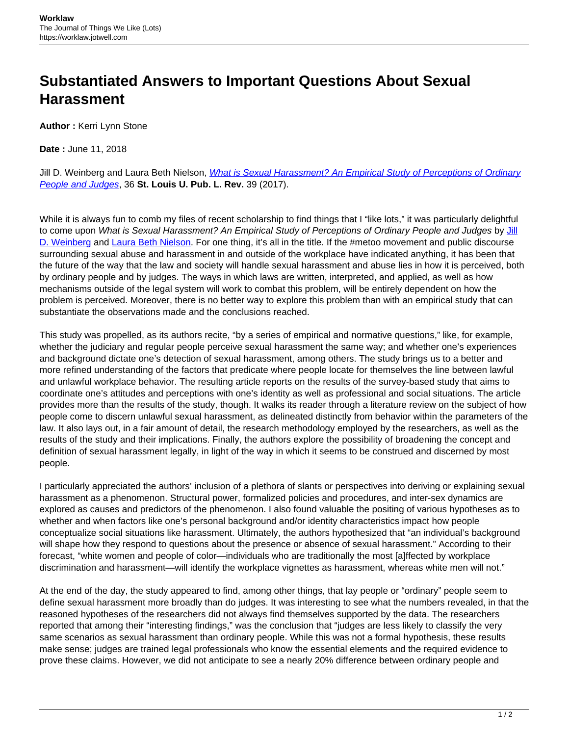# Substantiated Answers to Important Questions About Sexual Harassment

**Author :** Kerri Lynn Stone

**Date :** June 11, 2018

Jill D. Weinberg and Laura Beth Nielson, *What is Sexual Harassment? An Empirical Study of Perceptions of Ordinary People and Judges*, 36 **St. Louis U. Pub. L. Rev.** 39 (2017).

While it is always fun to comb my files of recent scholarship to find things that I "like lots," it was particularly delightful to come upon *What is Sexual Harassment? An Empirical Study of Perceptions of Ordinary People and Judges* by Jill D. Weinberg and Laura Beth Nielson. For one thing, it's all in the title. If the #metoo movement and public discourse surrounding sexual abuse and harassment in and outside of the workplace have indicated anything, it has been that the future of the way that the law and society will handle sexual harassment and abuse lies in how it is perceived, both by ordinary people and by judges. The ways in which laws are written, interpreted, and applied, as well as how mechanisms outside of the legal system will work to combat this problem, will be entirely dependent on how the problem is perceived. Moreover, there is no better way to explore this problem than with an empirical study that can substantiate the observations made and the conclusions reached.

This study was propelled, as its authors recite, "by a series of empirical and normative questions," like, for example, whether the judiciary and regular people perceive sexual harassment the same way; and whether one's experiences and background dictate one's detection of sexual harassment, among others. The study brings us to a better and more refined understanding of the factors that predicate where people locate for themselves the line between lawful and unlawful workplace behavior. The resulting article reports on the results of the survey-based study that aims to coordinate one's attitudes and perceptions with one's identity as well as professional and social situations. The article provides more than the results of the study, though. It walks its reader through a literature review on the subject of how people come to discern unlawful sexual harassment, as delineated distinctly from behavior within the parameters of the law. It also lays out, in a fair amount of detail, the research methodology employed by the researchers, as well as the results of the study and their implications. Finally, the authors explore the possibility of broadening the concept and definition of sexual harassment legally, in light of the way in which it seems to be construed and discerned by most people.

I particularly appreciated the authors' inclusion of a plethora of slants or perspectives into deriving or explaining sexual harassment as a phenomenon. Structural power, formalized policies and procedures, and inter-sex dynamics are explored as causes and predictors of the phenomenon. I also found valuable the positing of various hypotheses as to whether and when factors like one's personal background and/or identity characteristics impact how people conceptualize social situations like harassment. Ultimately, the authors hypothesized that "an individual's background will shape how they respond to questions about the presence or absence of sexual harassment." According to their forecast, "white women and people of color—individuals who are traditionally the most [a]ffected by workplace discrimination and harassment—will identify the workplace vignettes as harassment, whereas white men will not."

At the end of the day, the study appeared to find, among other things, that lay people or "ordinary" people seem to define sexual harassment more broadly than do judges. It was interesting to see what the numbers revealed, in that the reasoned hypotheses of the researchers did not always find themselves supported by the data. The researchers reported that among their "interesting findings," was the conclusion that "judges are less likely to classify the very same scenarios as sexual harassment than ordinary people. While this was not a formal hypothesis, these results make sense; judges are trained legal professionals who know the essential elements and the required evidence to prove these claims. However, we did not anticipate to see a nearly 20% difference between ordinary people and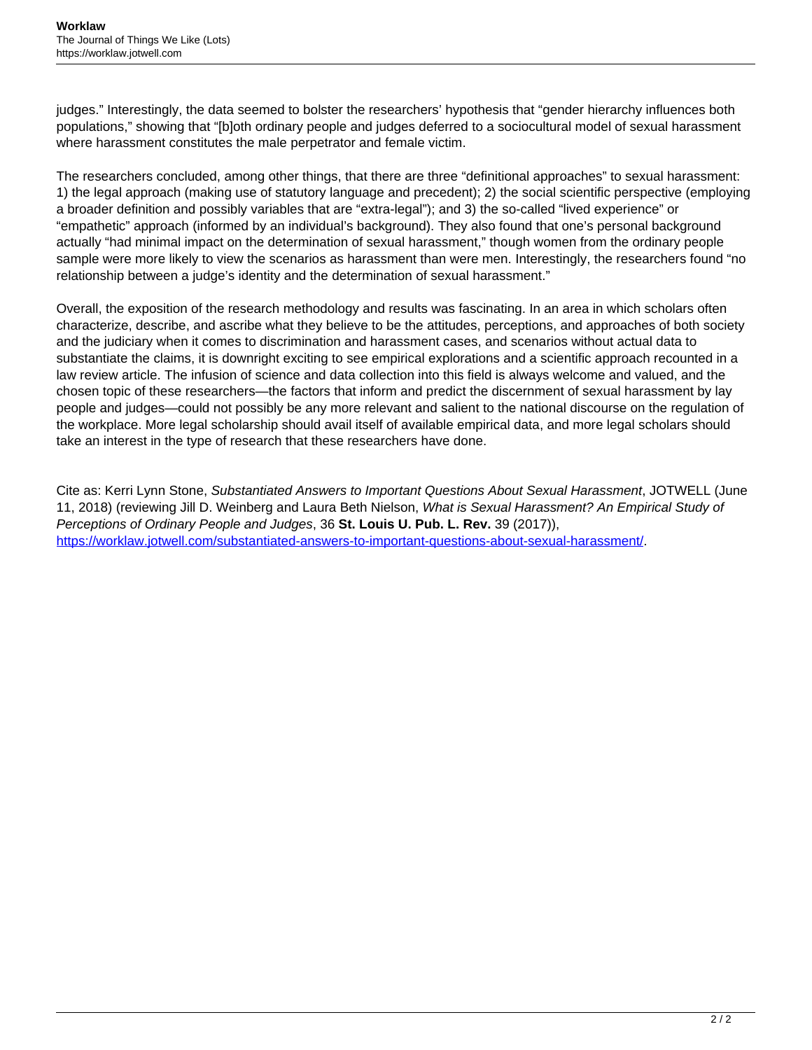judges." Interestingly, the data seemed to bolster the researchers' hypothesis that "gender hierarchy influences both populations," showing that "[b]oth ordinary people and judges deferred to a sociocultural model of sexual harassment where harassment constitutes the male perpetrator and female victim.

The researchers concluded, among other things, that there are three "definitional approaches" to sexual harassment: 1) the legal approach (making use of statutory language and precedent); 2) the social scientific perspective (employing a broader definition and possibly variables that are "extra-legal"); and 3) the so-called "lived experience" or "empathetic" approach (informed by an individual's background). They also found that one's personal background actually "had minimal impact on the determination of sexual harassment," though women from the ordinary people sample were more likely to view the scenarios as harassment than were men. Interestingly, the researchers found "no relationship between a judge's identity and the determination of sexual harassment."

Overall, the exposition of the research methodology and results was fascinating. In an area in which scholars often characterize, describe, and ascribe what they believe to be the attitudes, perceptions, and approaches of both society and the judiciary when it comes to discrimination and harassment cases, and scenarios without actual data to substantiate the claims, it is downright exciting to see empirical explorations and a scientific approach recounted in a law review article. The infusion of science and data collection into this field is always welcome and valued, and the chosen topic of these researchers—the factors that inform and predict the discernment of sexual harassment by lay people and judges—could not possibly be any more relevant and salient to the national discourse on the regulation of the workplace. More legal scholarship should avail itself of available empirical data, and more legal scholars should take an interest in the type of research that these researchers have done.

Cite as: Kerri Lynn Stone, *Substantiated Answers to Important Questions About Sexual Harassment*, JOTWELL (June 11, 2018) (reviewing Jill D. Weinberg and Laura Beth Nielson, *What is Sexual Harassment? An Empirical Study of Perceptions of Ordinary People and Judges*, 36 **St. Louis U. Pub. L. Rev.** 39 (2017)), https://worklaw.jotwell.com/substantiated-answers-to-important-questions-about-sexual-harassment/.